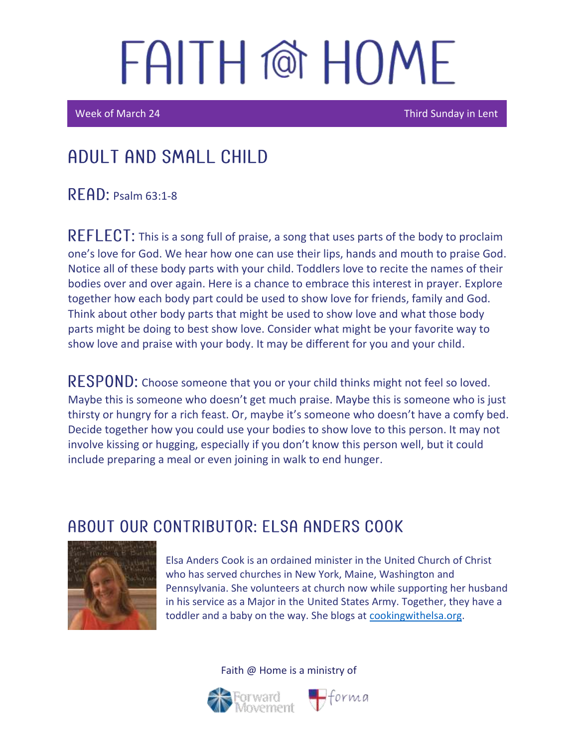# FAITH @ HOME

Week of March 24 — Third Sunday in Lent

## ADULT AND SMALL CHILD

**READ:** Psalm 63:1-8

**REFLECT:** This is a song full of praise, a song that uses parts of the body to proclaim one's love for God. We hear how one can use their lips, hands and mouth to praise God. Notice all of these body parts with your child. Toddlers love to recite the names of their bodies over and over again. Here is a chance to embrace this interest in prayer. Explore together how each body part could be used to show love for friends, family and God. Think about other body parts that might be used to show love and what those body parts might be doing to best show love. Consider what might be your favorite way to show love and praise with your body. It may be different for you and your child.

**RESPOND:** Choose someone that you or your child thinks might not feel so loved. Maybe this is someone who doesn't get much praise. Maybe this is someone who is just thirsty or hungry for a rich feast. Or, maybe it's someone who doesn't have a comfy bed. Decide together how you could use your bodies to show love to this person. It may not involve kissing or hugging, especially if you don't know this person well, but it could include preparing a meal or even joining in walk to end hunger.

## ABOUT OUR CONTRIBUTOR: ELSA ANDERS COOK

Elsa Anders Cook is an ordained minister in the United Church of Christ who has served churches in New York, Maine, Washington and Pennsylvania. She volunteers at church now while supporting her husband in his service as a Major in the United States Army. Together, they have a toddler and a baby on the way. She blogs at [cookingwithelsa.org](cookingwithelsa.org).

Faith @ Home is a ministry of Forward Movement and forma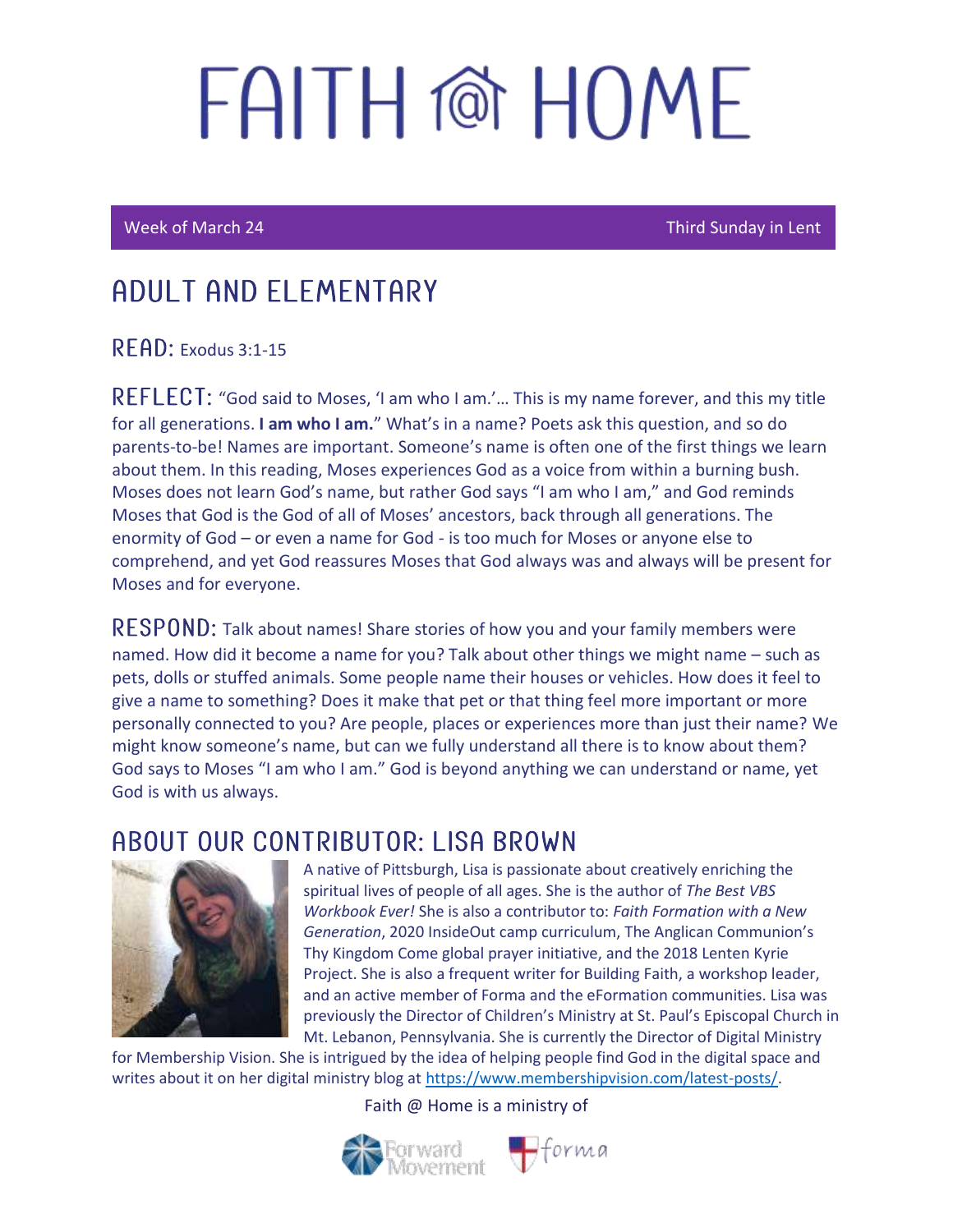# FAITH @ HOME

Week of March 24 | Third Sunday in Lent

## ADULT AND ELEMENTARY

**READ:** Exodus 3:1-15

**REFLECT:** "God said to Moses, 'I am who I am.'… This is my name forever, and this my title for all generations. **I am who I am.**" What's in a name? Poets ask this question, and so do parents-to-be! Names are important. Someone's name is often one of the first things we learn about them. In this reading, Moses experiences God as a voice from within a burning bush. Moses does not learn God's name, but rather God says "I am who I am," and God reminds Moses that God is the God of all of Moses' ancestors, back through all generations. The enormity of God – or even a name for God - is too much for Moses or anyone else to comprehend, and yet God reassures Moses that God always was and always will be present for Moses and for everyone.

**RESPOND:** Talk about names! Share stories of how you and your family members were named. How did it become a name for you? Talk about other things we might name – such as pets, dolls or stuffed animals. Some people name their houses or vehicles. How does it feel to give a name to something? Does it make that pet or that thing feel more important or more personally connected to you? Are people, places or experiences more than just their name? We might know someone's name, but can we fully understand all there is to know about them? God says to Moses "I am who I am." God is beyond anything we can understand or name, yet God is with us always.

## ABOUT OUR CONTRIBUTOR: LISA BROWN

A native of Pittsburgh, Lisa is passionate about creatively enriching the spiritual lives of people of all ages. She is the author of *The Best VBS Workbook Ever!* She is also a contributor to: *Faith Formation with a New Generation*, 2020 InsideOut camp curriculum, The Anglican Communion's Thy Kingdom Come global prayer initiative, and the 2018 Lenten Kyrie Project. She is also a frequent writer for Building Faith, a workshop leader, and an active member of Forma and the eFormation communities. Lisa was previously the Director of Children's Ministry at St. Paul's Episcopal Church in Mt. Lebanon, Pennsylvania. She is currently the Director of Digital Ministry for Membership Vision. She is intrigued by the idea of helping people find God in the digital space and writes about it on her digital ministry blog at https://www.membershipvision.com/latest-posts/.

Faith @ Home is a ministry of

Forward Movement | forma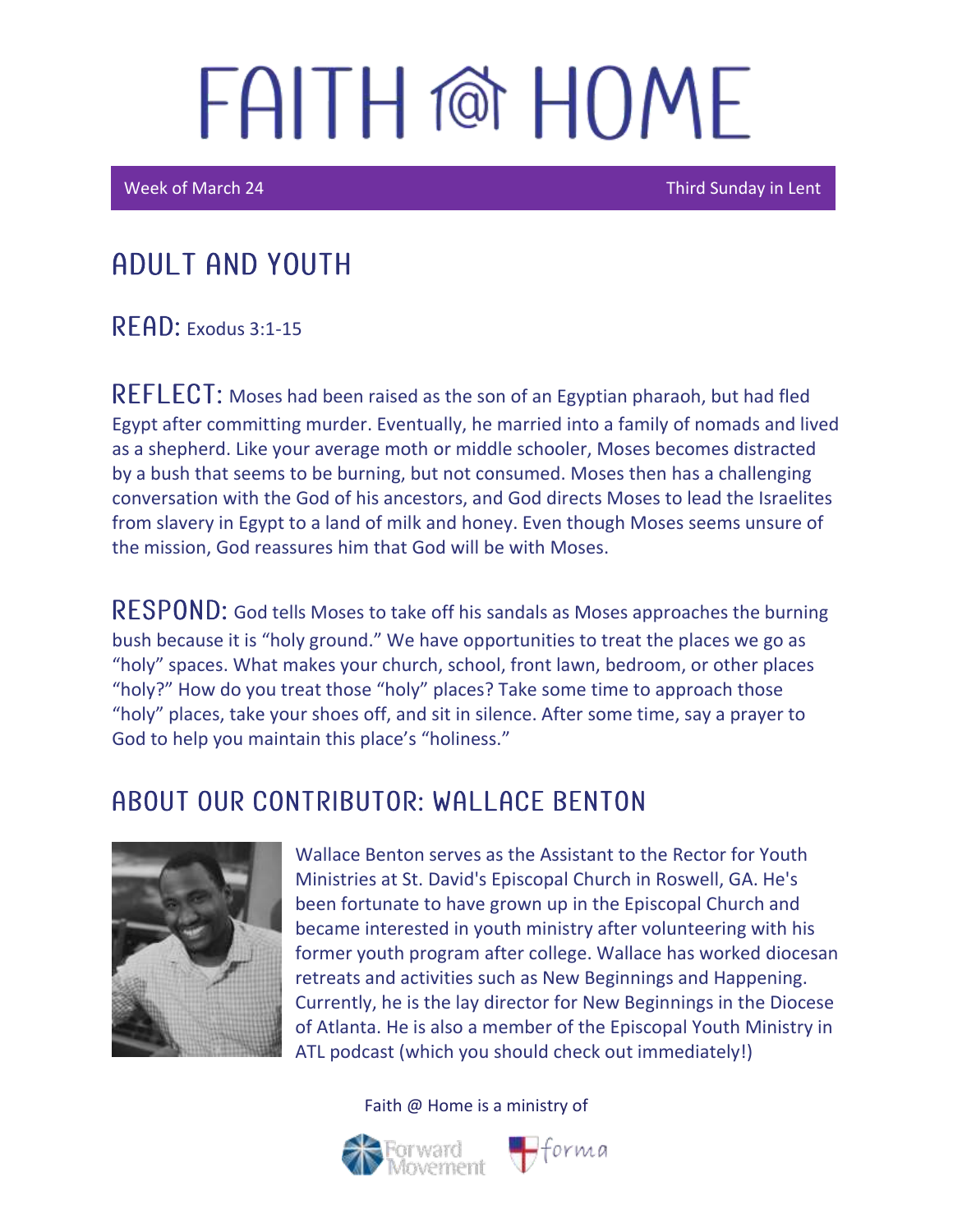# FAITH @ HOME

Week of March 24 | Third Sunday in Lent

## ADULT AND YOUTH

**READ:** Exodus 3:1-15

**REFLECT:** Moses had been raised as the son of an Egyptian pharaoh, but had fled Egypt after committing murder. Eventually, he married into a family of nomads and lived as a shepherd. Like your average moth or middle schooler, Moses becomes distracted by a bush that seems to be burning, but not consumed. Moses then has a challenging conversation with the God of his ancestors, and God directs Moses to lead the Israelites from slavery in Egypt to a land of milk and honey. Even though Moses seems unsure of the mission, God reassures him that God will be with Moses.

**RESPOND:** God tells Moses to take off his sandals as Moses approaches the burning bush because it is "holy ground." We have opportunities to treat the places we go as "holy" spaces. What makes your church, school, front lawn, bedroom, or other places "holy?" How do you treat those "holy" places? Take some time to approach those "holy" places, take your shoes off, and sit in silence. After some time, say a prayer to God to help you maintain this place's "holiness."

## ABOUT OUR CONTRIBUTOR: WALLACE BENTON

Wallace Benton serves as the Assistant to the Rector for Youth Ministries at St. David's Episcopal Church in Roswell, GA. He's been fortunate to have grown up in the Episcopal Church and became interested in youth ministry after volunteering with his former youth program after college. Wallace has worked diocesan retreats and activities such as New Beginnings and Happening. Currently, he is the lay director for New Beginnings in the Diocese of Atlanta. He is also a member of the Episcopal Youth Ministry in ATL podcast (which you should check out immediately!)

Faith @ Home is a ministry of Forward Movement and forma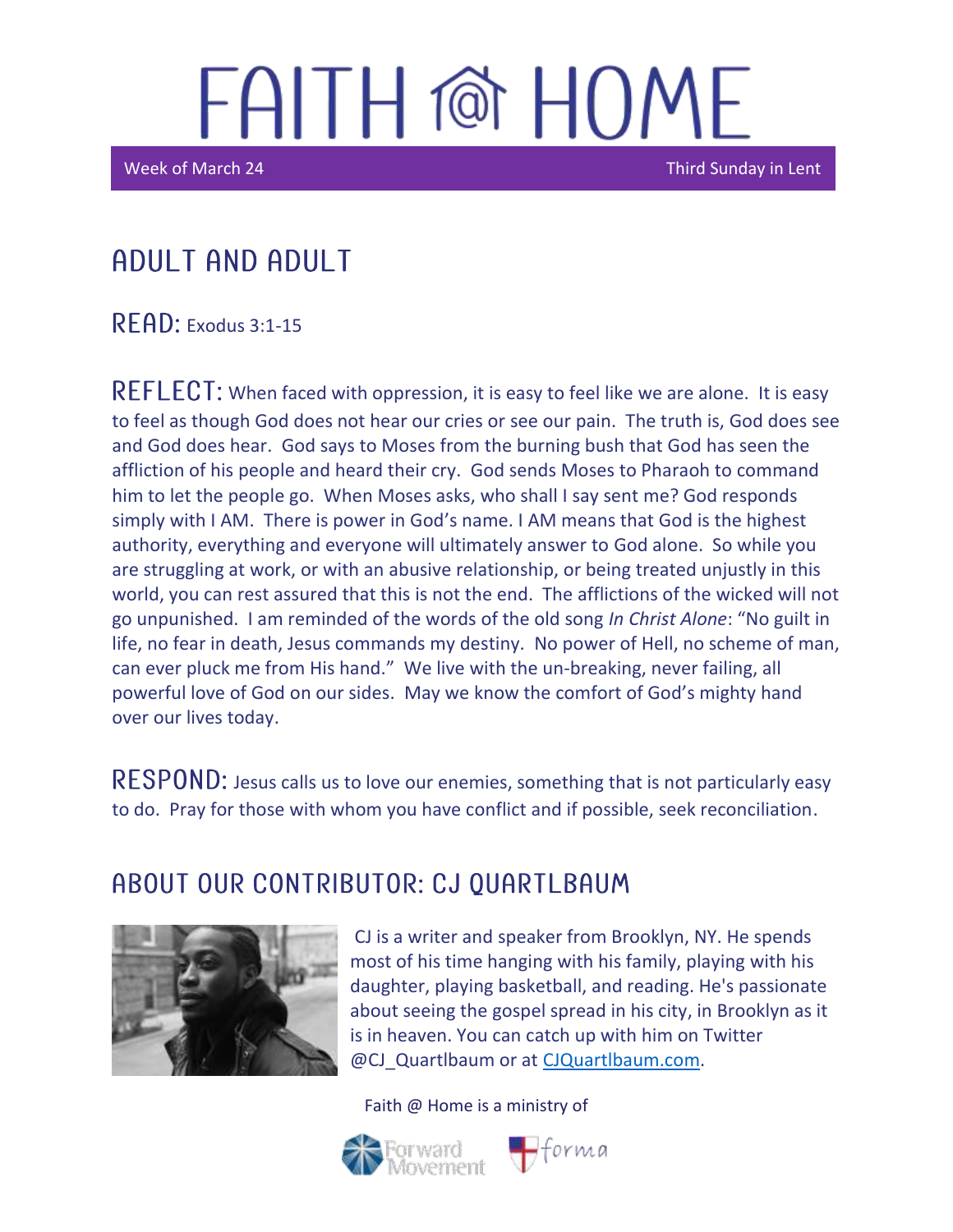# FAITH @ HOME

Week of March 24 Third Sunday in Lent

## ADULT AND ADULT

**READ:** Exodus 3:1-15

**REFLECT:** When faced with oppression, it is easy to feel like we are alone. It is easy to feel as though God does not hear our cries or see our pain. The truth is, God does see and God does hear. God says to Moses from the burning bush that God has seen the affliction of his people and heard their cry. God sends Moses to Pharaoh to command him to let the people go. When Moses asks, who shall I say sent me? God responds simply with I AM. There is power in God's name. I AM means that God is the highest authority, everything and everyone will ultimately answer to God alone. So while you are struggling at work, or with an abusive relationship, or being treated unjustly in this world, you can rest assured that this is not the end. The afflictions of the wicked will not go unpunished. I am reminded of the words of the old song *In Christ Alone*: "No guilt in life, no fear in death, Jesus commands my destiny. No power of Hell, no scheme of man, can ever pluck me from His hand." We live with the un-breaking, never failing, all powerful love of God on our sides. May we know the comfort of God's mighty hand over our lives today.

**RESPOND:** Jesus calls us to love our enemies, something that is not particularly easy to do. Pray for those with whom you have conflict and if possible, seek reconciliation.

## ABOUT OUR CONTRIBUTOR: CJ QUARTLBAUM

CJ is a writer and speaker from Brooklyn, NY. He spends most of his time hanging with his family, playing with his daughter, playing basketball, and reading. He's passionate about seeing the gospel spread in his city, in Brooklyn as it is in heaven. You can catch up with him on Twitter @CJ_Quartlbaum or at [CJQuartlbaum.com](CJQuartlbaum.com).

Faith @ Home is a ministry of

Forward Movement forma